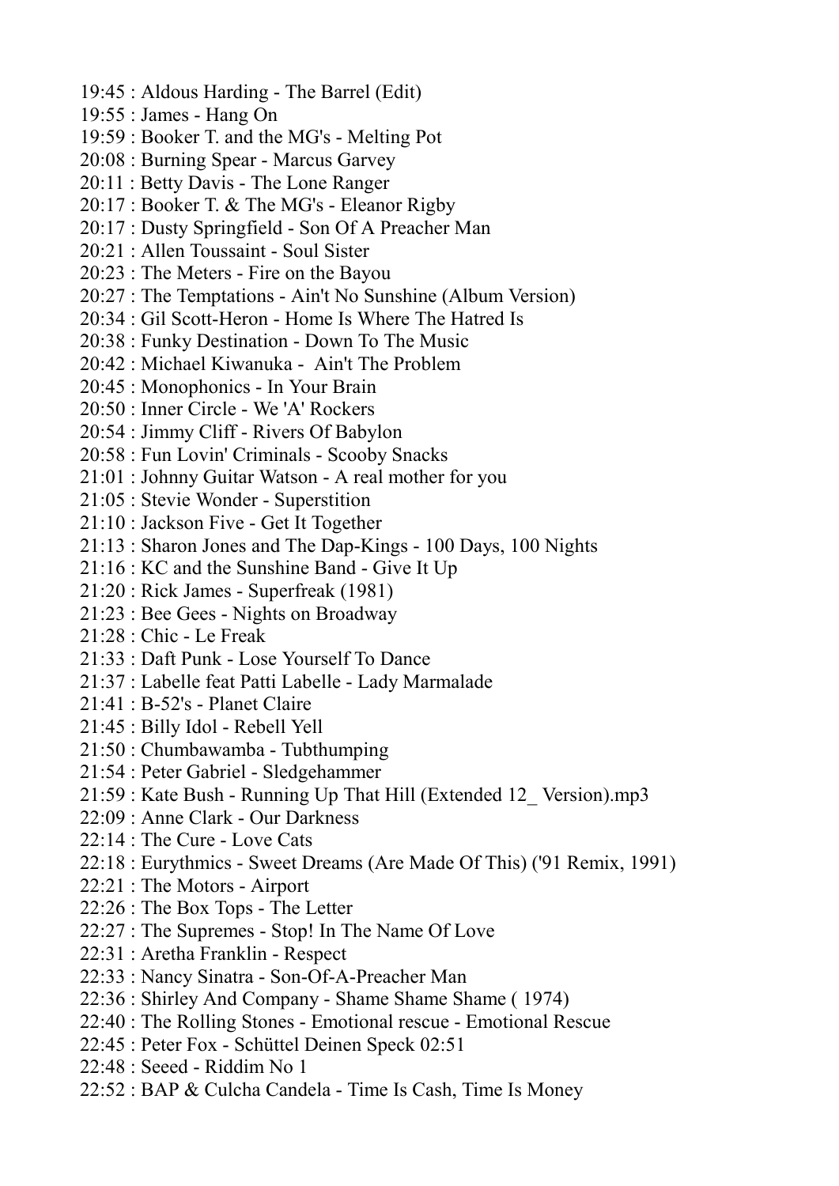19:45 : Aldous Harding - The Barrel (Edit)
19:55 : James - Hang On
19:59 : Booker T. and the MG's - Melting Pot
20:08 : Burning Spear - Marcus Garvey
20:11 : Betty Davis - The Lone Ranger
20:17 : Booker T. & The MG's - Eleanor Rigby
20:17 : Dusty Springfield - Son Of A Preacher Man
20:21 : Allen Toussaint - Soul Sister
20:23 : The Meters - Fire on the Bayou
20:27 : The Temptations - Ain't No Sunshine (Album Version)
20:34 : Gil Scott-Heron - Home Is Where The Hatred Is
20:38 : Funky Destination - Down To The Music
20:42 : Michael Kiwanuka - Ain't The Problem
20:45 : Monophonics - In Your Brain
20:50 : Inner Circle - We 'A' Rockers
20:54 : Jimmy Cliff - Rivers Of Babylon
20:58 : Fun Lovin' Criminals - Scooby Snacks
21:01 : Johnny Guitar Watson - A real mother for you
21:05 : Stevie Wonder - Superstition
21:10 : Jackson Five - Get It Together
21:13 : Sharon Jones and The Dap-Kings - 100 Days, 100 Nights
21:16 : KC and the Sunshine Band - Give It Up
21:20 : Rick James - Superfreak (1981)
21:23 : Bee Gees - Nights on Broadway
21:28 : Chic - Le Freak
21:33 : Daft Punk - Lose Yourself To Dance
21:37 : Labelle feat Patti Labelle - Lady Marmalade
21:41 : B-52's - Planet Claire
21:45 : Billy Idol - Rebell Yell
21:50 : Chumbawamba - Tubthumping
21:54 : Peter Gabriel - Sledgehammer
21:59 : Kate Bush - Running Up That Hill (Extended 12_ Version).mp3
22:09 : Anne Clark - Our Darkness
22:14 : The Cure - Love Cats
22:18 : Eurythmics - Sweet Dreams (Are Made Of This) ('91 Remix, 1991)
22:21 : The Motors - Airport
22:26 : The Box Tops - The Letter
22:27 : The Supremes - Stop! In The Name Of Love
22:31 : Aretha Franklin - Respect
22:33 : Nancy Sinatra - Son-Of-A-Preacher Man
22:36 : Shirley And Company - Shame Shame Shame ( 1974)
22:40 : The Rolling Stones - Emotional rescue - Emotional Rescue
22:45 : Peter Fox - Schüttel Deinen Speck 02:51
22:48 : Seeed - Riddim No 1
22:52 : BAP & Culcha Candela - Time Is Cash, Time Is Money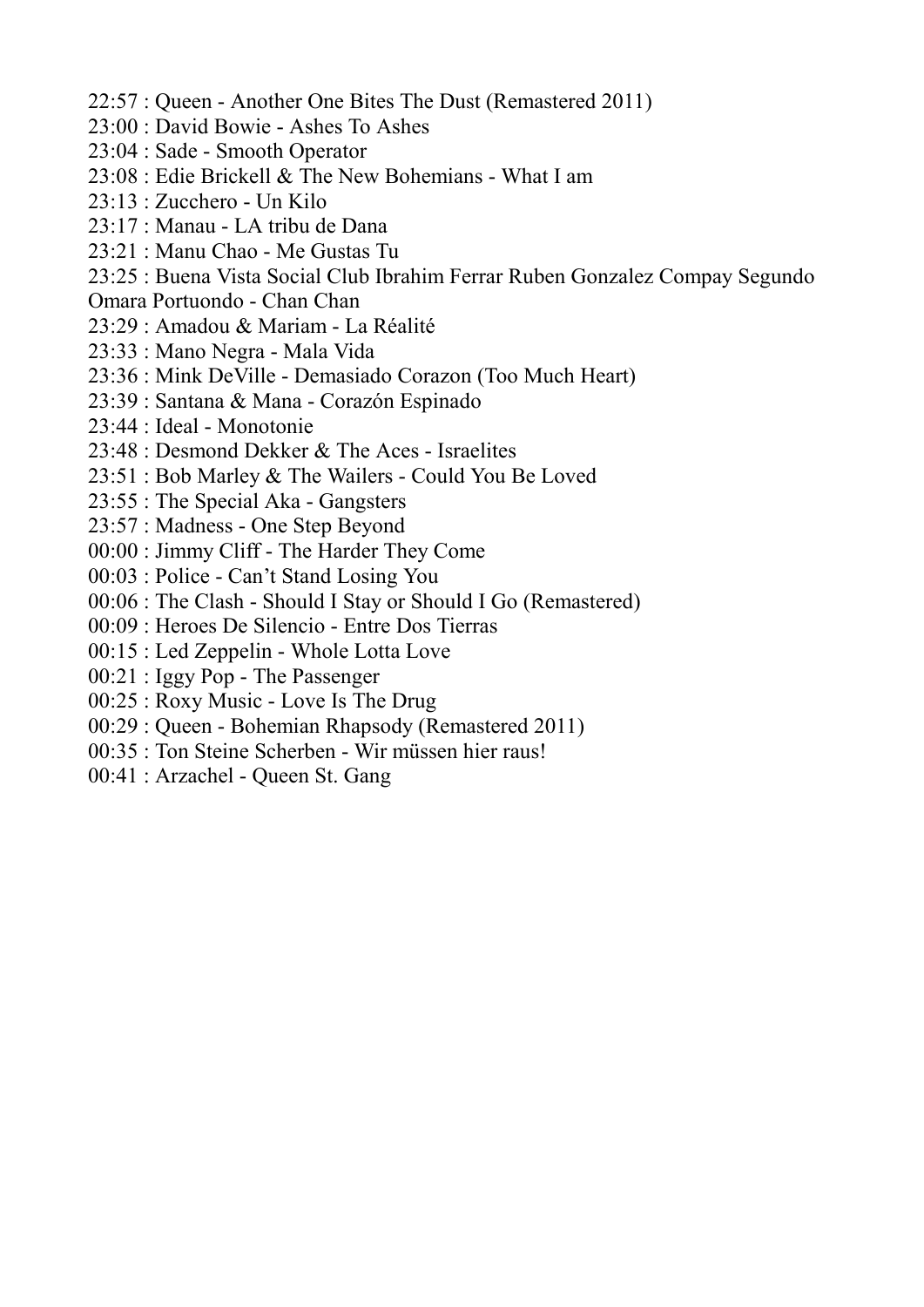22:57 : Queen - Another One Bites The Dust (Remastered 2011)
23:00 : David Bowie - Ashes To Ashes
23:04 : Sade - Smooth Operator
23:08 : Edie Brickell & The New Bohemians - What I am
23:13 : Zucchero - Un Kilo
23:17 : Manau - LA tribu de Dana
23:21 : Manu Chao - Me Gustas Tu
23:25 : Buena Vista Social Club Ibrahim Ferrar Ruben Gonzalez Compay Segundo Omara Portuondo - Chan Chan
23:29 : Amadou & Mariam - La Réalité
23:33 : Mano Negra - Mala Vida
23:36 : Mink DeVille - Demasiado Corazon (Too Much Heart)
23:39 : Santana & Mana - Corazón Espinado
23:44 : Ideal - Monotonie
23:48 : Desmond Dekker & The Aces - Israelites
23:51 : Bob Marley & The Wailers - Could You Be Loved
23:55 : The Special Aka - Gangsters
23:57 : Madness - One Step Beyond
00:00 : Jimmy Cliff - The Harder They Come
00:03 : Police - Can't Stand Losing You
00:06 : The Clash - Should I Stay or Should I Go (Remastered)
00:09 : Heroes De Silencio - Entre Dos Tierras
00:15 : Led Zeppelin - Whole Lotta Love
00:21 : Iggy Pop - The Passenger
00:25 : Roxy Music - Love Is The Drug
00:29 : Queen - Bohemian Rhapsody (Remastered 2011)
00:35 : Ton Steine Scherben - Wir müssen hier raus!
00:41 : Arzachel - Queen St. Gang